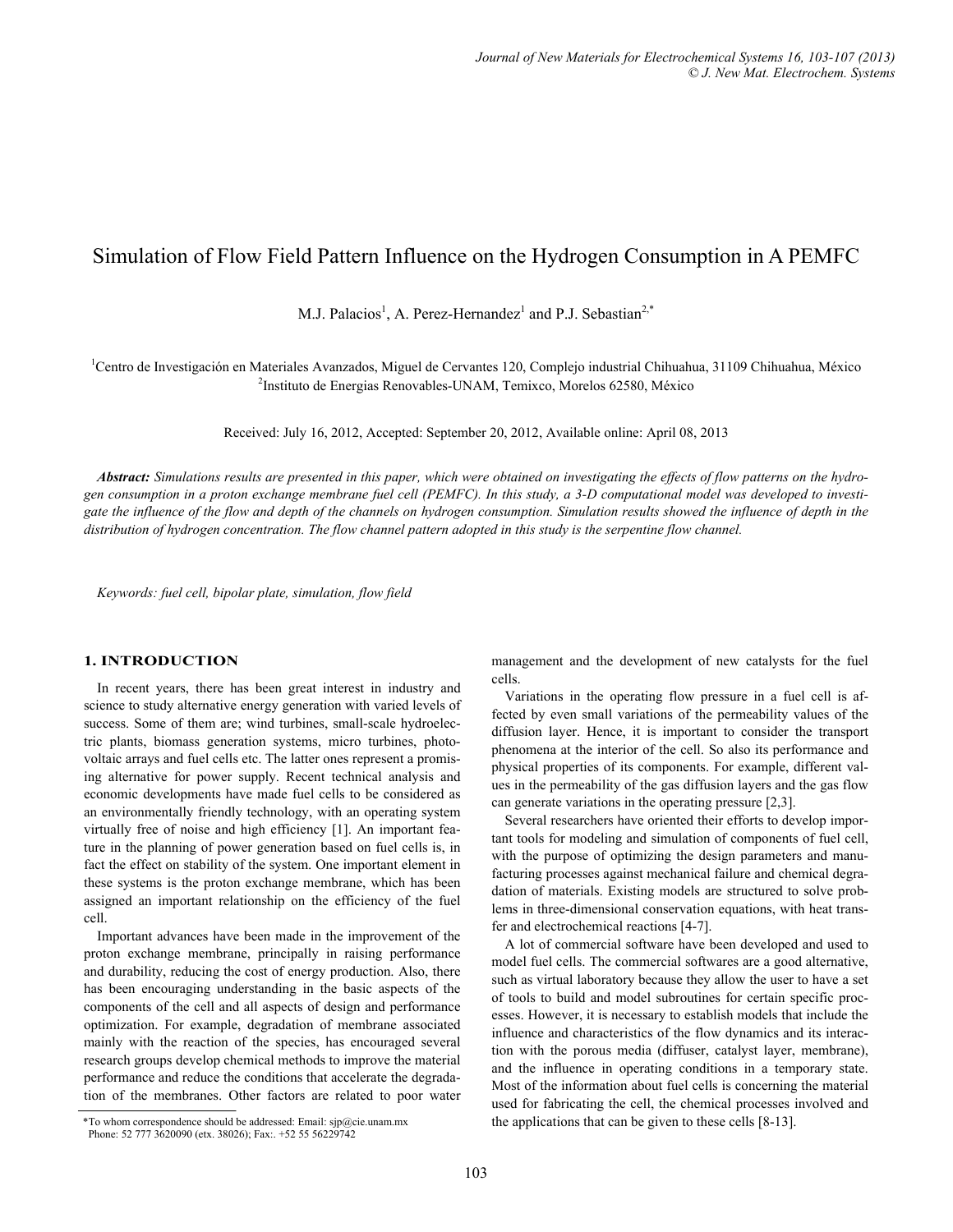# Simulation of Flow Field Pattern Influence on the Hydrogen Consumption in A PEMFC

M.J. Palacios[1], A. Perez-Hernandez[1] and P.J. Sebastian[2,*]

[1]Centro de Investigación en Materiales Avanzados, Miguel de Cervantes 120, Complejo industrial Chihuahua, 31109 Chihuahua, México
[2]Instituto de Energias Renovables-UNAM, Temixco, Morelos 62580, México

Received: July 16, 2012, Accepted: September 20, 2012, Available online: April 08, 2013

***Abstract:*** *Simulations results are presented in this paper, which were obtained on investigating the effects of flow patterns on the hydrogen consumption in a proton exchange membrane fuel cell (PEMFC). In this study, a 3-D computational model was developed to investigate the influence of the flow and depth of the channels on hydrogen consumption. Simulation results showed the influence of depth in the distribution of hydrogen concentration. The flow channel pattern adopted in this study is the serpentine flow channel.*

*Keywords: fuel cell, bipolar plate, simulation, flow field*

## 1. INTRODUCTION

In recent years, there has been great interest in industry and science to study alternative energy generation with varied levels of success. Some of them are; wind turbines, small-scale hydroelectric plants, biomass generation systems, micro turbines, photovoltaic arrays and fuel cells etc. The latter ones represent a promising alternative for power supply. Recent technical analysis and economic developments have made fuel cells to be considered as an environmentally friendly technology, with an operating system virtually free of noise and high efficiency [1]. An important feature in the planning of power generation based on fuel cells is, in fact the effect on stability of the system. One important element in these systems is the proton exchange membrane, which has been assigned an important relationship on the efficiency of the fuel cell.

Important advances have been made in the improvement of the proton exchange membrane, principally in raising performance and durability, reducing the cost of energy production. Also, there has been encouraging understanding in the basic aspects of the components of the cell and all aspects of design and performance optimization. For example, degradation of membrane associated mainly with the reaction of the species, has encouraged several research groups develop chemical methods to improve the material performance and reduce the conditions that accelerate the degradation of the membranes. Other factors are related to poor water management and the development of new catalysts for the fuel cells.

Variations in the operating flow pressure in a fuel cell is affected by even small variations of the permeability values of the diffusion layer. Hence, it is important to consider the transport phenomena at the interior of the cell. So also its performance and physical properties of its components. For example, different values in the permeability of the gas diffusion layers and the gas flow can generate variations in the operating pressure [2,3].

Several researchers have oriented their efforts to develop important tools for modeling and simulation of components of fuel cell, with the purpose of optimizing the design parameters and manufacturing processes against mechanical failure and chemical degradation of materials. Existing models are structured to solve problems in three-dimensional conservation equations, with heat transfer and electrochemical reactions [4-7].

A lot of commercial software have been developed and used to model fuel cells. The commercial softwares are a good alternative, such as virtual laboratory because they allow the user to have a set of tools to build and model subroutines for certain specific processes. However, it is necessary to establish models that include the influence and characteristics of the flow dynamics and its interaction with the porous media (diffuser, catalyst layer, membrane), and the influence in operating conditions in a temporary state. Most of the information about fuel cells is concerning the material used for fabricating the cell, the chemical processes involved and the applications that can be given to these cells [8-13].

*To whom correspondence should be addressed: Email: sjp@cie.unam.mx
Phone: 52 777 3620090 (etx. 38026); Fax:. +52 55 56229742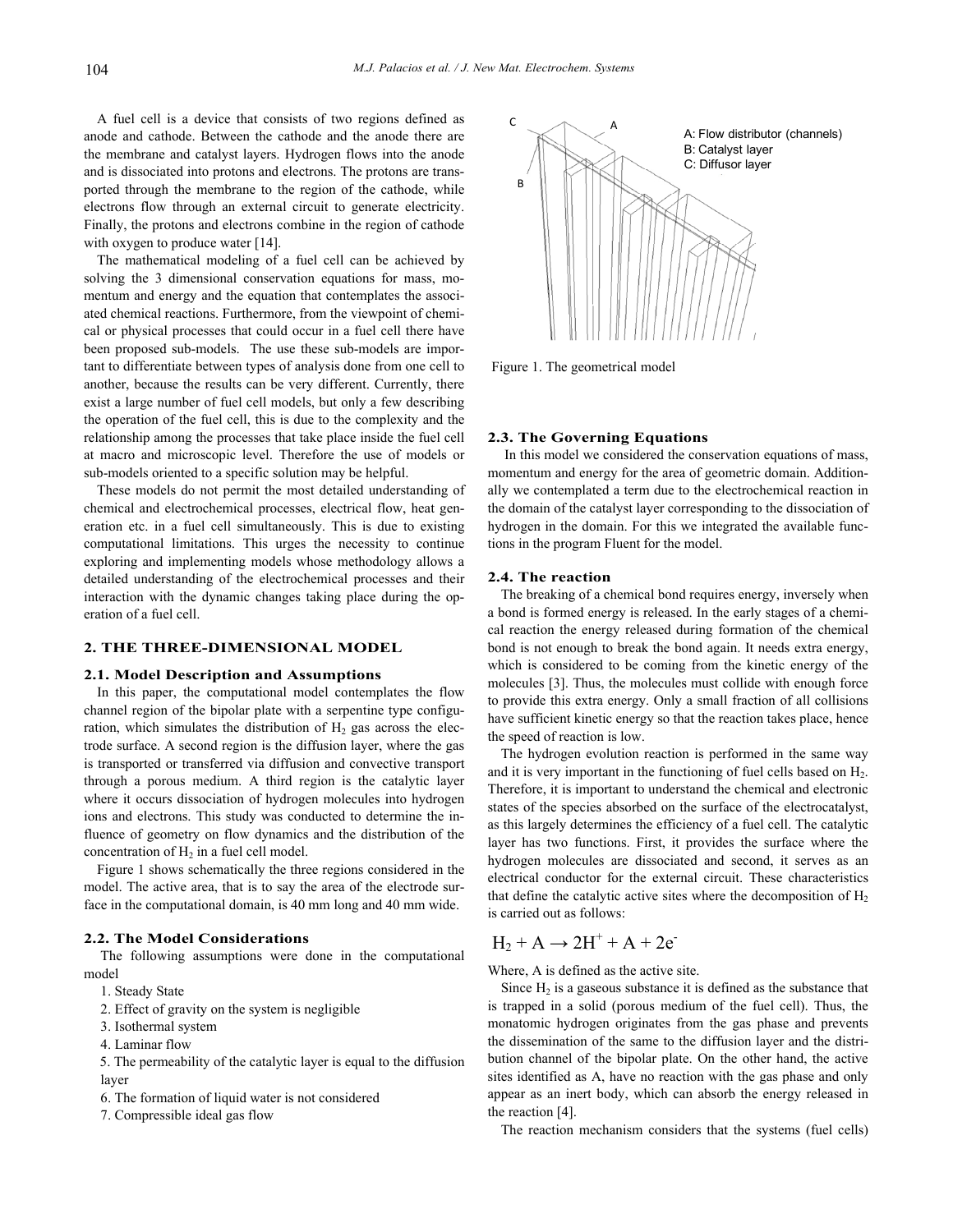A fuel cell is a device that consists of two regions defined as anode and cathode. Between the cathode and the anode there are the membrane and catalyst layers. Hydrogen flows into the anode and is dissociated into protons and electrons. The protons are transported through the membrane to the region of the cathode, while electrons flow through an external circuit to generate electricity. Finally, the protons and electrons combine in the region of cathode with oxygen to produce water [14].

The mathematical modeling of a fuel cell can be achieved by solving the 3 dimensional conservation equations for mass, momentum and energy and the equation that contemplates the associated chemical reactions. Furthermore, from the viewpoint of chemical or physical processes that could occur in a fuel cell there have been proposed sub-models. The use these sub-models are important to differentiate between types of analysis done from one cell to another, because the results can be very different. Currently, there exist a large number of fuel cell models, but only a few describing the operation of the fuel cell, this is due to the complexity and the relationship among the processes that take place inside the fuel cell at macro and microscopic level. Therefore the use of models or sub-models oriented to a specific solution may be helpful.

These models do not permit the most detailed understanding of chemical and electrochemical processes, electrical flow, heat generation etc. in a fuel cell simultaneously. This is due to existing computational limitations. This urges the necessity to continue exploring and implementing models whose methodology allows a detailed understanding of the electrochemical processes and their interaction with the dynamic changes taking place during the operation of a fuel cell.

## 2. THE THREE-DIMENSIONAL MODEL

### 2.1. Model Description and Assumptions

In this paper, the computational model contemplates the flow channel region of the bipolar plate with a serpentine type configuration, which simulates the distribution of $H_2$ gas across the electrode surface. A second region is the diffusion layer, where the gas is transported or transferred via diffusion and convective transport through a porous medium. A third region is the catalytic layer where it occurs dissociation of hydrogen molecules into hydrogen ions and electrons. This study was conducted to determine the influence of geometry on flow dynamics and the distribution of the concentration of $H_2$ in a fuel cell model.

Figure 1 shows schematically the three regions considered in the model. The active area, that is to say the area of the electrode surface in the computational domain, is 40 mm long and 40 mm wide.

### 2.2. The Model Considerations

The following assumptions were done in the computational model

1. Steady State
2. Effect of gravity on the system is negligible
3. Isothermal system
4. Laminar flow
5. The permeability of the catalytic layer is equal to the diffusion layer
6. The formation of liquid water is not considered
7. Compressible ideal gas flow

A: Flow distributor (channels)
B: Catalyst layer
C: Diffusor layer

Figure 1. The geometrical model

### 2.3. The Governing Equations

In this model we considered the conservation equations of mass, momentum and energy for the area of geometric domain. Additionally we contemplated a term due to the electrochemical reaction in the domain of the catalyst layer corresponding to the dissociation of hydrogen in the domain. For this we integrated the available functions in the program Fluent for the model.

### 2.4. The reaction

The breaking of a chemical bond requires energy, inversely when a bond is formed energy is released. In the early stages of a chemical reaction the energy released during formation of the chemical bond is not enough to break the bond again. It needs extra energy, which is considered to be coming from the kinetic energy of the molecules [3]. Thus, the molecules must collide with enough force to provide this extra energy. Only a small fraction of all collisions have sufficient kinetic energy so that the reaction takes place, hence the speed of reaction is low.

The hydrogen evolution reaction is performed in the same way and it is very important in the functioning of fuel cells based on $H_2$. Therefore, it is important to understand the chemical and electronic states of the species absorbed on the surface of the electrocatalyst, as this largely determines the efficiency of a fuel cell. The catalytic layer has two functions. First, it provides the surface where the hydrogen molecules are dissociated and second, it serves as an electrical conductor for the external circuit. These characteristics that define the catalytic active sites where the decomposition of $H_2$ is carried out as follows:

$$H_2 + A \rightarrow 2H^+ + A + 2e^-$$

Where, A is defined as the active site.

Since $H_2$ is a gaseous substance it is defined as the substance that is trapped in a solid (porous medium of the fuel cell). Thus, the monatomic hydrogen originates from the gas phase and prevents the dissemination of the same to the diffusion layer and the distribution channel of the bipolar plate. On the other hand, the active sites identified as A, have no reaction with the gas phase and only appear as an inert body, which can absorb the energy released in the reaction [4].

The reaction mechanism considers that the systems (fuel cells)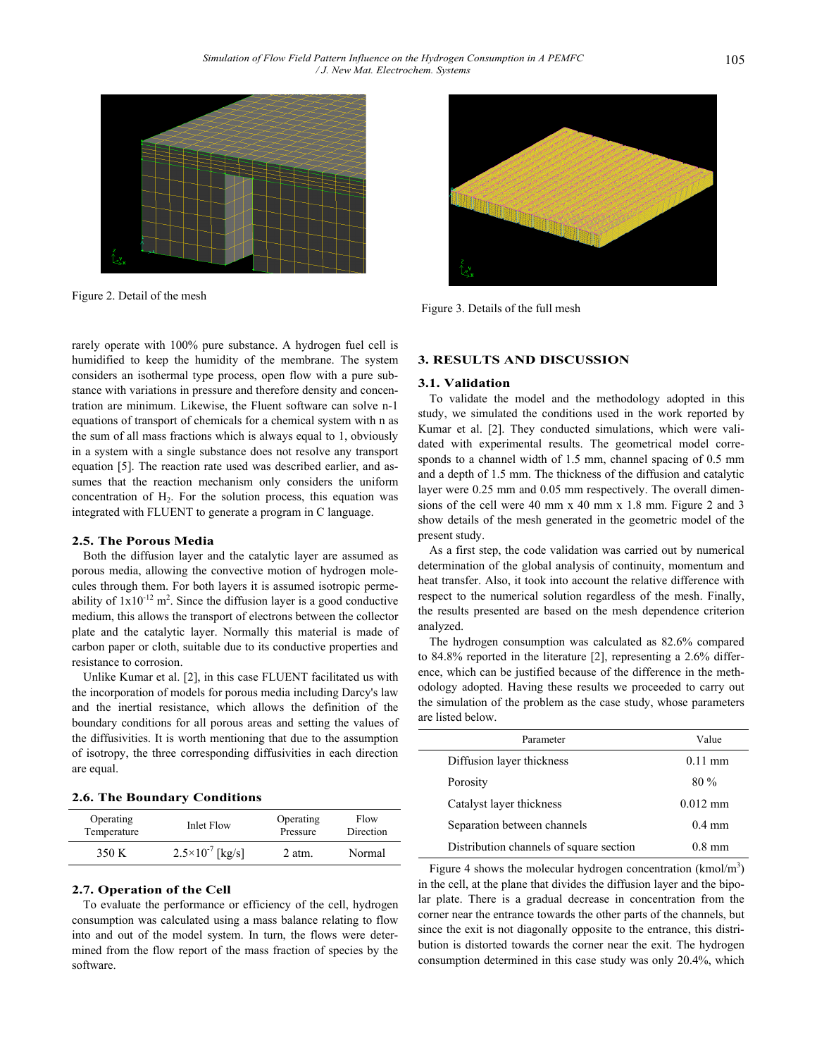Figure 2. Detail of the mesh

Figure 3. Details of the full mesh

rarely operate with 100% pure substance. A hydrogen fuel cell is humidified to keep the humidity of the membrane. The system considers an isothermal type process, open flow with a pure substance with variations in pressure and therefore density and concentration are minimum. Likewise, the Fluent software can solve n-1 equations of transport of chemicals for a chemical system with n as the sum of all mass fractions which is always equal to 1, obviously in a system with a single substance does not resolve any transport equation [5]. The reaction rate used was described earlier, and assumes that the reaction mechanism only considers the uniform concentration of $H_2$. For the solution process, this equation was integrated with FLUENT to generate a program in C language.

### 2.5. The Porous Media

Both the diffusion layer and the catalytic layer are assumed as porous media, allowing the convective motion of hydrogen molecules through them. For both layers it is assumed isotropic permeability of $1x10^{-12}$ $m^2$. Since the diffusion layer is a good conductive medium, this allows the transport of electrons between the collector plate and the catalytic layer. Normally this material is made of carbon paper or cloth, suitable due to its conductive properties and resistance to corrosion.

Unlike Kumar et al. [2], in this case FLUENT facilitated us with the incorporation of models for porous media including Darcy's law and the inertial resistance, which allows the definition of the boundary conditions for all porous areas and setting the values of the diffusivities. It is worth mentioning that due to the assumption of isotropy, the three corresponding diffusivities in each direction are equal.

### 2.6. The Boundary Conditions

| Operating Temperature | Inlet Flow | Operating Pressure | Flow Direction |
|---|---|---|---|
| 350 K | $2.5\times10^{-7}$ [kg/s] | 2 atm. | Normal |

### 2.7. Operation of the Cell

To evaluate the performance or efficiency of the cell, hydrogen consumption was calculated using a mass balance relating to flow into and out of the model system. In turn, the flows were determined from the flow report of the mass fraction of species by the software.

## 3. RESULTS AND DISCUSSION

### 3.1. Validation

To validate the model and the methodology adopted in this study, we simulated the conditions used in the work reported by Kumar et al. [2]. They conducted simulations, which were validated with experimental results. The geometrical model corresponds to a channel width of 1.5 mm, channel spacing of 0.5 mm and a depth of 1.5 mm. The thickness of the diffusion and catalytic layer were 0.25 mm and 0.05 mm respectively. The overall dimensions of the cell were 40 mm x 40 mm x 1.8 mm. Figure 2 and 3 show details of the mesh generated in the geometric model of the present study.

As a first step, the code validation was carried out by numerical determination of the global analysis of continuity, momentum and heat transfer. Also, it took into account the relative difference with respect to the numerical solution regardless of the mesh. Finally, the results presented are based on the mesh dependence criterion analyzed.

The hydrogen consumption was calculated as 82.6% compared to 84.8% reported in the literature [2], representing a 2.6% difference, which can be justified because of the difference in the methodology adopted. Having these results we proceeded to carry out the simulation of the problem as the case study, whose parameters are listed below.

| Parameter | Value |
|---|---|
| Diffusion layer thickness | 0.11 mm |
| Porosity | 80 % |
| Catalyst layer thickness | 0.012 mm |
| Separation between channels | 0.4 mm |
| Distribution channels of square section | 0.8 mm |

Figure 4 shows the molecular hydrogen concentration (kmol/$m^3$) in the cell, at the plane that divides the diffusion layer and the bipolar plate. There is a gradual decrease in concentration from the corner near the entrance towards the other parts of the channels, but since the exit is not diagonally opposite to the entrance, this distribution is distorted towards the corner near the exit. The hydrogen consumption determined in this case study was only 20.4%, which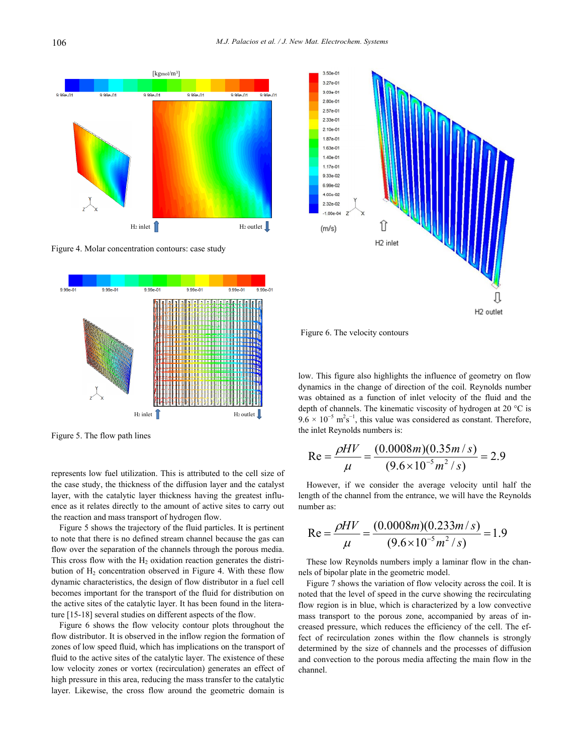Figure 4. Molar concentration contours: case study

Figure 5. The flow path lines

represents low fuel utilization. This is attributed to the cell size of the case study, the thickness of the diffusion layer and the catalyst layer, with the catalytic layer thickness having the greatest influence as it relates directly to the amount of active sites to carry out the reaction and mass transport of hydrogen flow.

Figure 5 shows the trajectory of the fluid particles. It is pertinent to note that there is no defined stream channel because the gas can flow over the separation of the channels through the porous media. This cross flow with the $H_2$ oxidation reaction generates the distribution of $H_2$ concentration observed in Figure 4. With these flow dynamic characteristics, the design of flow distributor in a fuel cell becomes important for the transport of the fluid for distribution on the active sites of the catalytic layer. It has been found in the literature [15-18] several studies on different aspects of the flow.

Figure 6 shows the flow velocity contour plots throughout the flow distributor. It is observed in the inflow region the formation of zones of low speed fluid, which has implications on the transport of fluid to the active sites of the catalytic layer. The existence of these low velocity zones or vortex (recirculation) generates an effect of high pressure in this area, reducing the mass transfer to the catalytic layer. Likewise, the cross flow around the geometric domain is

Figure 6. The velocity contours

low. This figure also highlights the influence of geometry on flow dynamics in the change of direction of the coil. Reynolds number was obtained as a function of inlet velocity of the fluid and the depth of channels. The kinematic viscosity of hydrogen at 20 °C is $9.6 \times 10^{-5}$ $m^2s^{-1}$, this value was considered as constant. Therefore, the inlet Reynolds numbers is:

$$\mathrm{Re} = \frac{\rho H V}{\mu} = \frac{(0.0008m)(0.35m/s)}{(9.6 \times 10^{-5} m^2/s)} = 2.9$$

However, if we consider the average velocity until half the length of the channel from the entrance, we will have the Reynolds number as:

$$\mathrm{Re} = \frac{\rho H V}{\mu} = \frac{(0.0008m)(0.233m/s)}{(9.6 \times 10^{-5} m^2/s)} = 1.9$$

These low Reynolds numbers imply a laminar flow in the channels of bipolar plate in the geometric model.

Figure 7 shows the variation of flow velocity across the coil. It is noted that the level of speed in the curve showing the recirculating flow region is in blue, which is characterized by a low convective mass transport to the porous zone, accompanied by areas of increased pressure, which reduces the efficiency of the cell. The effect of recirculation zones within the flow channels is strongly determined by the size of channels and the processes of diffusion and convection to the porous media affecting the main flow in the channel.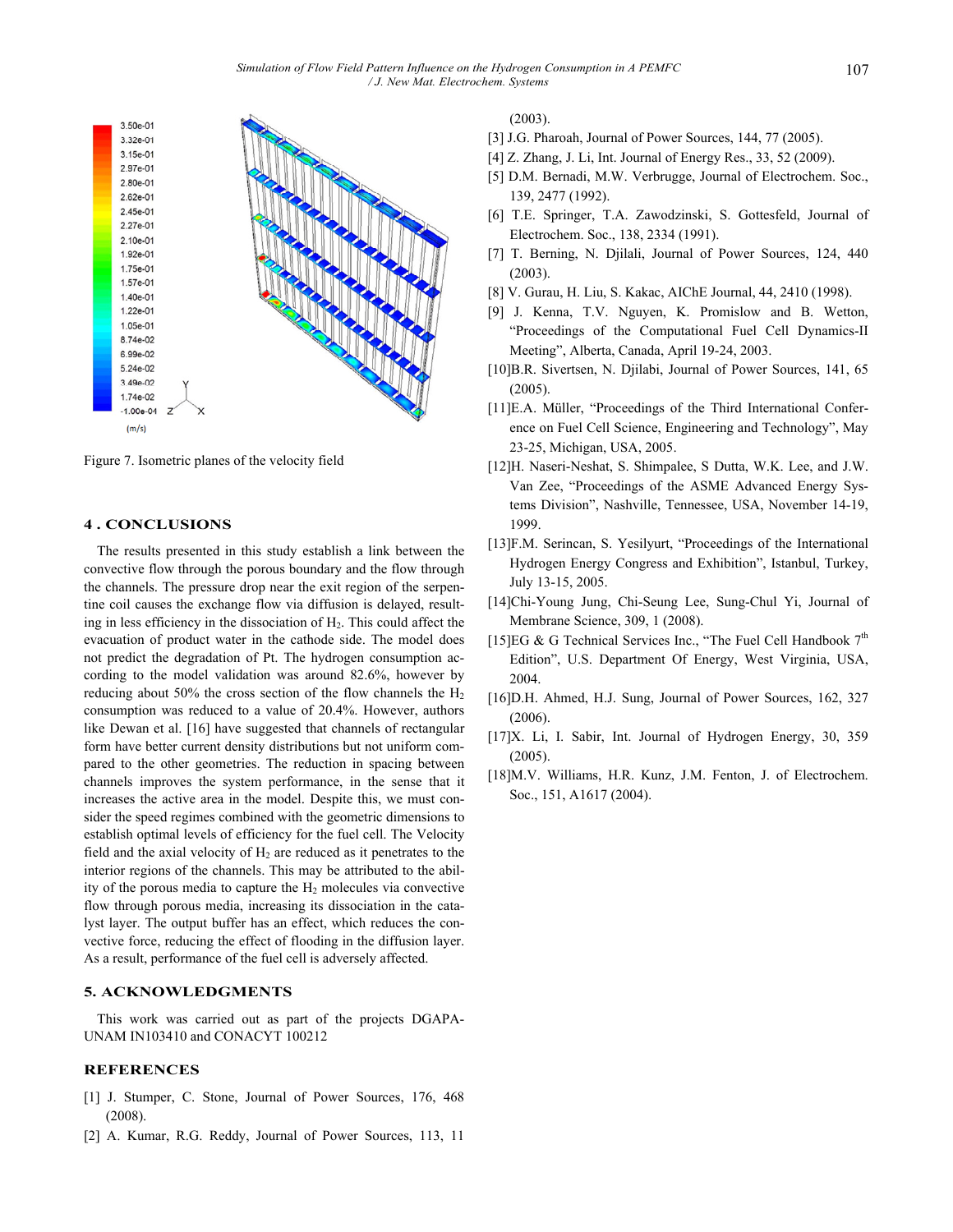3.50e-01
3.32e-01
3.15e-01
2.97e-01
2.80e-01
2.62e-01
2.45e-01
2.27e-01
2.10e-01
1.92e-01
1.75e-01
1.57e-01
1.40e-01
1.22e-01
1.05e-01
8.74e-02
6.99e-02
5.24e-02
3.49e-02
1.74e-02
-1.00e-04
(m/s)

Figure 7. Isometric planes of the velocity field

## 4 . CONCLUSIONS

The results presented in this study establish a link between the convective flow through the porous boundary and the flow through the channels. The pressure drop near the exit region of the serpentine coil causes the exchange flow via diffusion is delayed, resulting in less efficiency in the dissociation of $H_2$. This could affect the evacuation of product water in the cathode side. The model does not predict the degradation of Pt. The hydrogen consumption according to the model validation was around 82.6%, however by reducing about 50% the cross section of the flow channels the $H_2$ consumption was reduced to a value of 20.4%. However, authors like Dewan et al. [16] have suggested that channels of rectangular form have better current density distributions but not uniform compared to the other geometries. The reduction in spacing between channels improves the system performance, in the sense that it increases the active area in the model. Despite this, we must consider the speed regimes combined with the geometric dimensions to establish optimal levels of efficiency for the fuel cell. The Velocity field and the axial velocity of $H_2$ are reduced as it penetrates to the interior regions of the channels. This may be attributed to the ability of the porous media to capture the $H_2$ molecules via convective flow through porous media, increasing its dissociation in the catalyst layer. The output buffer has an effect, which reduces the convective force, reducing the effect of flooding in the diffusion layer. As a result, performance of the fuel cell is adversely affected.

## 5. ACKNOWLEDGMENTS

This work was carried out as part of the projects DGAPA-UNAM IN103410 and CONACYT 100212

## REFERENCES

[1] J. Stumper, C. Stone, Journal of Power Sources, 176, 468 (2008).

[2] A. Kumar, R.G. Reddy, Journal of Power Sources, 113, 11 (2003).

[3] J.G. Pharoah, Journal of Power Sources, 144, 77 (2005).

[4] Z. Zhang, J. Li, Int. Journal of Energy Res., 33, 52 (2009).

[5] D.M. Bernadi, M.W. Verbrugge, Journal of Electrochem. Soc., 139, 2477 (1992).

[6] T.E. Springer, T.A. Zawodzinski, S. Gottesfeld, Journal of Electrochem. Soc., 138, 2334 (1991).

[7] T. Berning, N. Djilali, Journal of Power Sources, 124, 440 (2003).

[8] V. Gurau, H. Liu, S. Kakac, AIChE Journal, 44, 2410 (1998).

[9] J. Kenna, T.V. Nguyen, K. Promislow and B. Wetton, "Proceedings of the Computational Fuel Cell Dynamics-II Meeting", Alberta, Canada, April 19-24, 2003.

[10] B.R. Sivertsen, N. Djilabi, Journal of Power Sources, 141, 65 (2005).

[11] E.A. Müller, "Proceedings of the Third International Conference on Fuel Cell Science, Engineering and Technology", May 23-25, Michigan, USA, 2005.

[12] H. Naseri-Neshat, S. Shimpalee, S Dutta, W.K. Lee, and J.W. Van Zee, "Proceedings of the ASME Advanced Energy Systems Division", Nashville, Tennessee, USA, November 14-19, 1999.

[13] F.M. Serincan, S. Yesilyurt, "Proceedings of the International Hydrogen Energy Congress and Exhibition", Istanbul, Turkey, July 13-15, 2005.

[14] Chi-Young Jung, Chi-Seung Lee, Sung-Chul Yi, Journal of Membrane Science, 309, 1 (2008).

[15] EG & G Technical Services Inc., "The Fuel Cell Handbook 7th Edition", U.S. Department Of Energy, West Virginia, USA, 2004.

[16] D.H. Ahmed, H.J. Sung, Journal of Power Sources, 162, 327 (2006).

[17] X. Li, I. Sabir, Int. Journal of Hydrogen Energy, 30, 359 (2005).

[18] M.V. Williams, H.R. Kunz, J.M. Fenton, J. of Electrochem. Soc., 151, A1617 (2004).